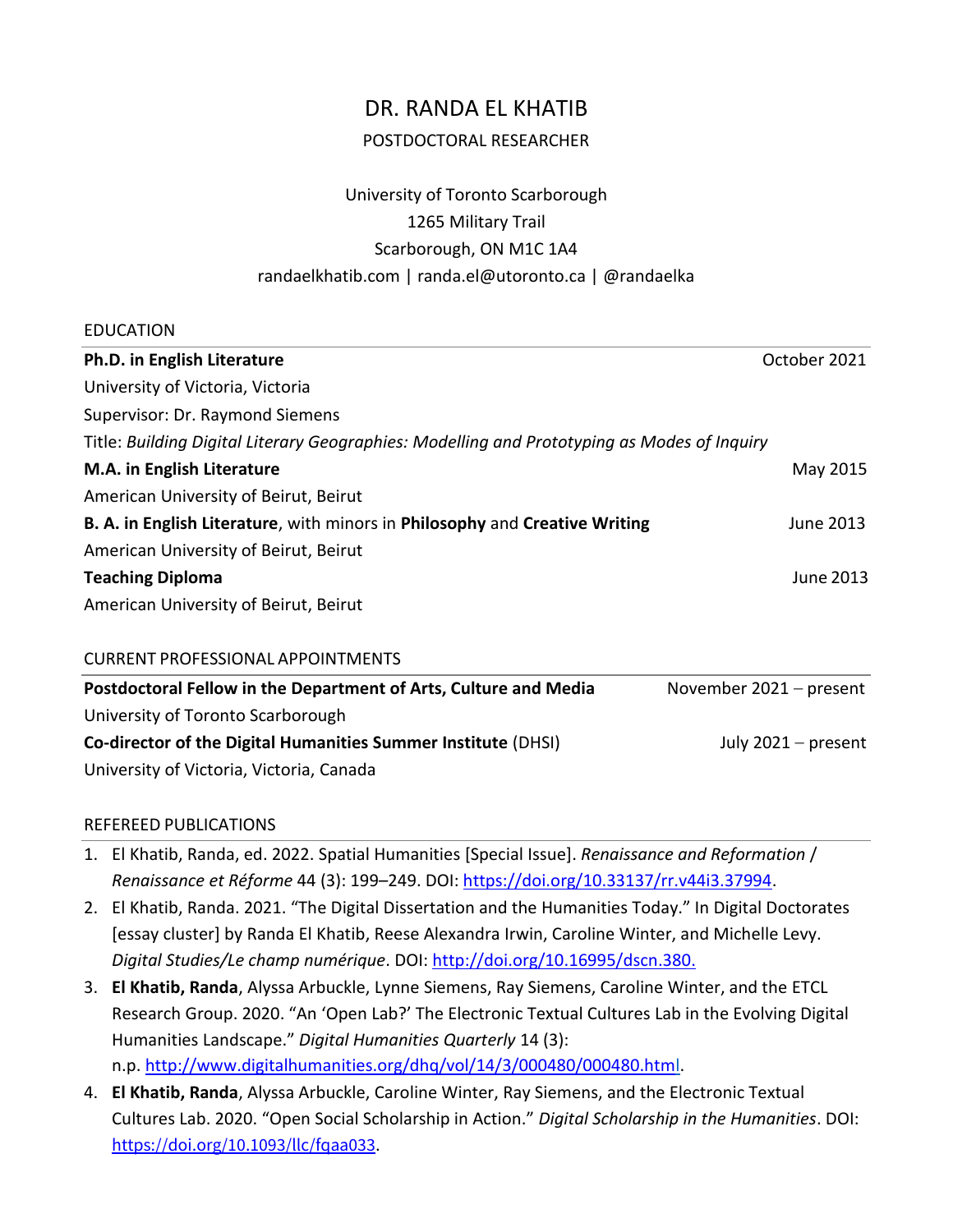# DR. RANDA EL KHATIB

POSTDOCTORAL RESEARCHER

University of Toronto Scarborough
1265 Military Trail
Scarborough, ON M1C 1A4
randaelkhatib.com | randa.el@utoronto.ca | @randaelka

## EDUCATION

**Ph.D. in English Literature** — October 2021
University of Victoria, Victoria
Supervisor: Dr. Raymond Siemens
Title: *Building Digital Literary Geographies: Modelling and Prototyping as Modes of Inquiry*

**M.A. in English Literature** — May 2015
American University of Beirut, Beirut

**B. A. in English Literature**, with minors in **Philosophy** and **Creative Writing** — June 2013
American University of Beirut, Beirut

**Teaching Diploma** — June 2013
American University of Beirut, Beirut

## CURRENT PROFESSIONAL APPOINTMENTS

**Postdoctoral Fellow in the Department of Arts, Culture and Media** — November 2021 – present
University of Toronto Scarborough

**Co-director of the Digital Humanities Summer Institute** (DHSI) — July 2021 – present
University of Victoria, Victoria, Canada

## REFEREED PUBLICATIONS

1. El Khatib, Randa, ed. 2022. Spatial Humanities [Special Issue]. *Renaissance and Reformation / Renaissance et Réforme* 44 (3): 199–249. DOI: https://doi.org/10.33137/rr.v44i3.37994.
2. El Khatib, Randa. 2021. "The Digital Dissertation and the Humanities Today." In Digital Doctorates [essay cluster] by Randa El Khatib, Reese Alexandra Irwin, Caroline Winter, and Michelle Levy. *Digital Studies/Le champ numérique*. DOI: http://doi.org/10.16995/dscn.380.
3. **El Khatib, Randa**, Alyssa Arbuckle, Lynne Siemens, Ray Siemens, Caroline Winter, and the ETCL Research Group. 2020. "An 'Open Lab?' The Electronic Textual Cultures Lab in the Evolving Digital Humanities Landscape." *Digital Humanities Quarterly* 14 (3): n.p. http://www.digitalhumanities.org/dhq/vol/14/3/000480/000480.html.
4. **El Khatib, Randa**, Alyssa Arbuckle, Caroline Winter, Ray Siemens, and the Electronic Textual Cultures Lab. 2020. "Open Social Scholarship in Action." *Digital Scholarship in the Humanities*. DOI: https://doi.org/10.1093/llc/fqaa033.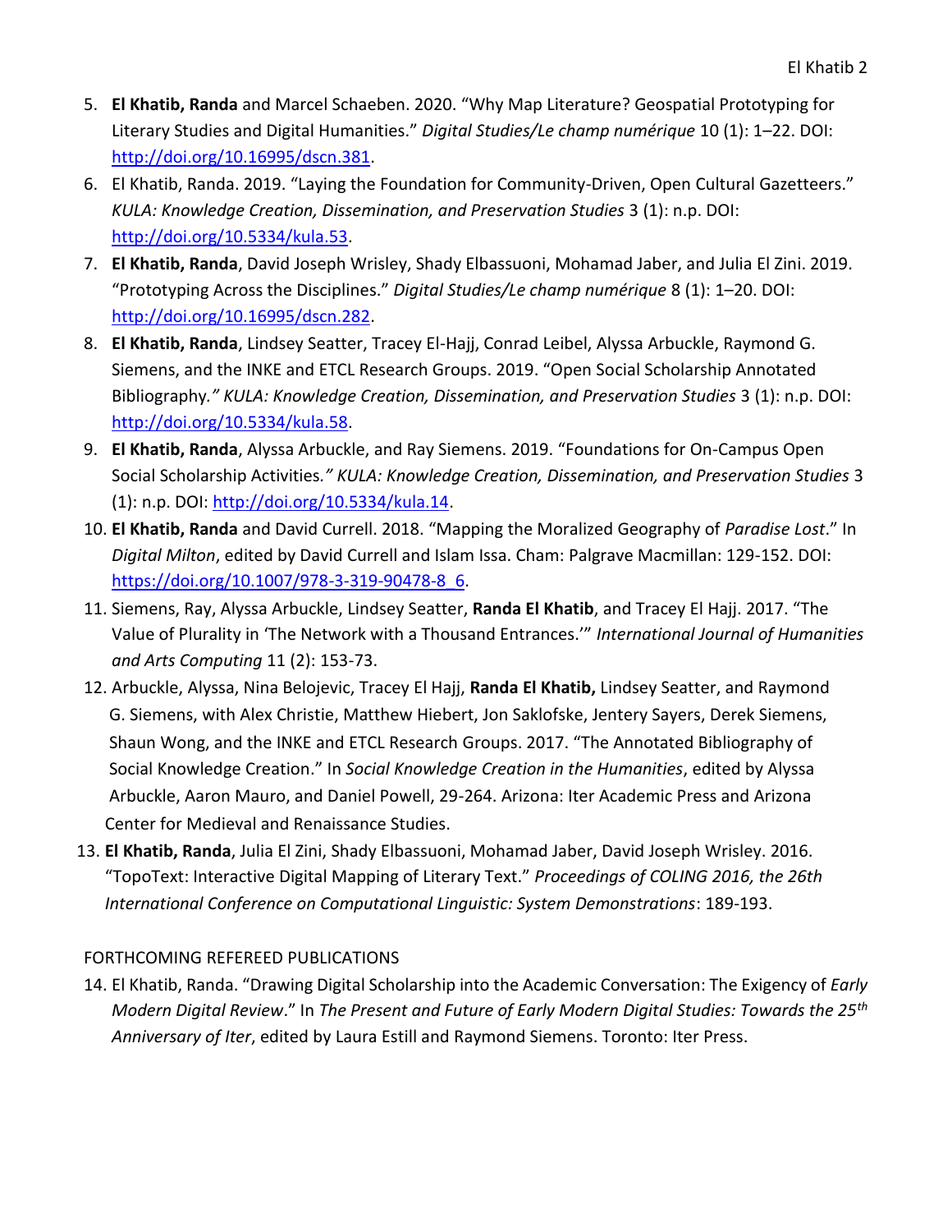5. **El Khatib, Randa** and Marcel Schaeben. 2020. "Why Map Literature? Geospatial Prototyping for Literary Studies and Digital Humanities." *Digital Studies/Le champ numérique* 10 (1): 1–22. DOI: http://doi.org/10.16995/dscn.381.
6. El Khatib, Randa. 2019. "Laying the Foundation for Community-Driven, Open Cultural Gazetteers." *KULA: Knowledge Creation, Dissemination, and Preservation Studies* 3 (1): n.p. DOI: http://doi.org/10.5334/kula.53.
7. **El Khatib, Randa**, David Joseph Wrisley, Shady Elbassuoni, Mohamad Jaber, and Julia El Zini. 2019. "Prototyping Across the Disciplines." *Digital Studies/Le champ numérique* 8 (1): 1–20. DOI: http://doi.org/10.16995/dscn.282.
8. **El Khatib, Randa**, Lindsey Seatter, Tracey El-Hajj, Conrad Leibel, Alyssa Arbuckle, Raymond G. Siemens, and the INKE and ETCL Research Groups. 2019. "Open Social Scholarship Annotated Bibliography." *KULA: Knowledge Creation, Dissemination, and Preservation Studies* 3 (1): n.p. DOI: http://doi.org/10.5334/kula.58.
9. **El Khatib, Randa**, Alyssa Arbuckle, and Ray Siemens. 2019. "Foundations for On-Campus Open Social Scholarship Activities." *KULA: Knowledge Creation, Dissemination, and Preservation Studies* 3 (1): n.p. DOI: http://doi.org/10.5334/kula.14.
10. **El Khatib, Randa** and David Currell. 2018. "Mapping the Moralized Geography of *Paradise Lost*." In *Digital Milton*, edited by David Currell and Islam Issa. Cham: Palgrave Macmillan: 129-152. DOI: https://doi.org/10.1007/978-3-319-90478-8_6.
11. Siemens, Ray, Alyssa Arbuckle, Lindsey Seatter, **Randa El Khatib**, and Tracey El Hajj. 2017. "The Value of Plurality in 'The Network with a Thousand Entrances.'" *International Journal of Humanities and Arts Computing* 11 (2): 153-73.
12. Arbuckle, Alyssa, Nina Belojevic, Tracey El Hajj, **Randa El Khatib,** Lindsey Seatter, and Raymond G. Siemens, with Alex Christie, Matthew Hiebert, Jon Saklofske, Jentery Sayers, Derek Siemens, Shaun Wong, and the INKE and ETCL Research Groups. 2017. "The Annotated Bibliography of Social Knowledge Creation." In *Social Knowledge Creation in the Humanities*, edited by Alyssa Arbuckle, Aaron Mauro, and Daniel Powell, 29-264. Arizona: Iter Academic Press and Arizona Center for Medieval and Renaissance Studies.
13. **El Khatib, Randa**, Julia El Zini, Shady Elbassuoni, Mohamad Jaber, David Joseph Wrisley. 2016. "TopoText: Interactive Digital Mapping of Literary Text." *Proceedings of COLING 2016, the 26th International Conference on Computational Linguistic: System Demonstrations*: 189-193.

FORTHCOMING REFEREED PUBLICATIONS

14. El Khatib, Randa. "Drawing Digital Scholarship into the Academic Conversation: The Exigency of *Early Modern Digital Review*." In *The Present and Future of Early Modern Digital Studies: Towards the 25th Anniversary of Iter*, edited by Laura Estill and Raymond Siemens. Toronto: Iter Press.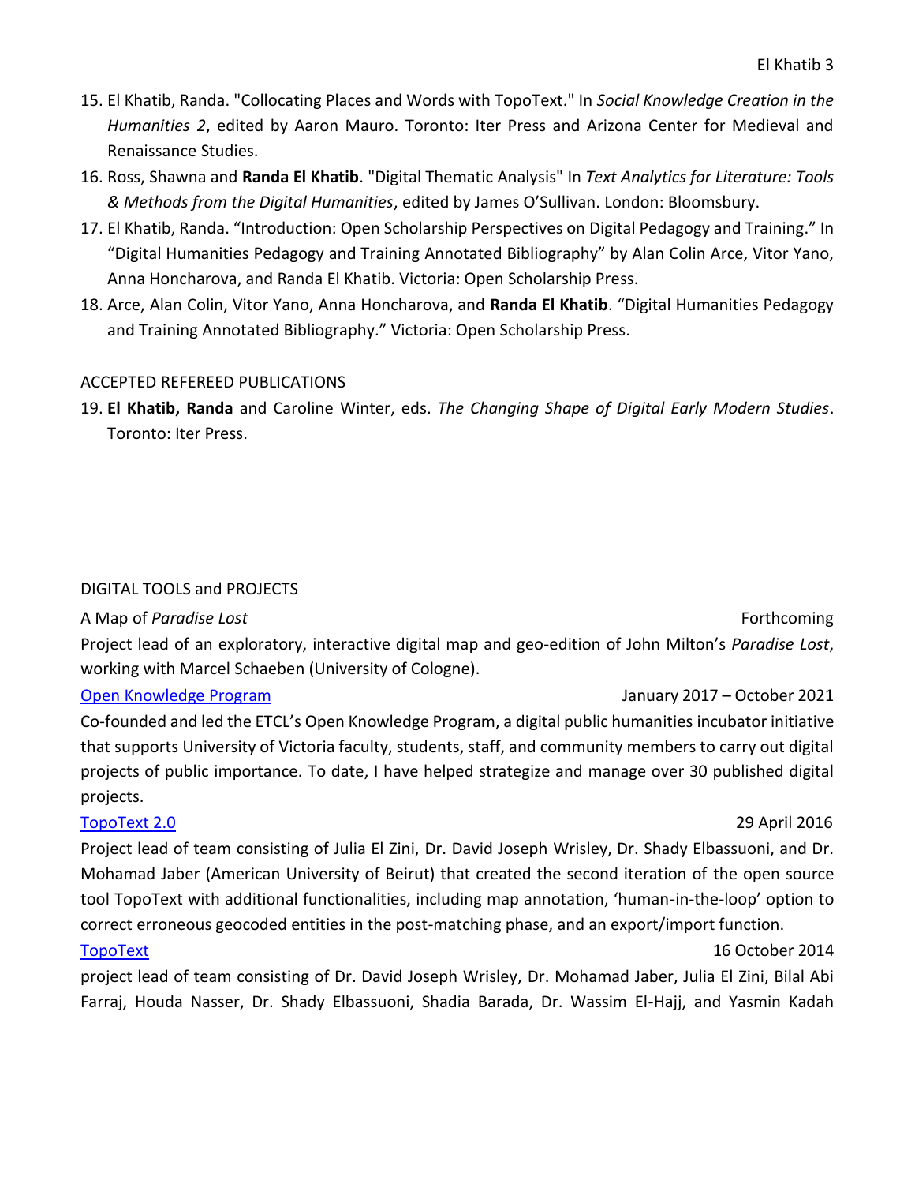15. El Khatib, Randa. "Collocating Places and Words with TopoText." In *Social Knowledge Creation in the Humanities 2*, edited by Aaron Mauro. Toronto: Iter Press and Arizona Center for Medieval and Renaissance Studies.
16. Ross, Shawna and **Randa El Khatib**. "Digital Thematic Analysis" In *Text Analytics for Literature: Tools & Methods from the Digital Humanities*, edited by James O'Sullivan. London: Bloomsbury.
17. El Khatib, Randa. "Introduction: Open Scholarship Perspectives on Digital Pedagogy and Training." In "Digital Humanities Pedagogy and Training Annotated Bibliography" by Alan Colin Arce, Vitor Yano, Anna Honcharova, and Randa El Khatib. Victoria: Open Scholarship Press.
18. Arce, Alan Colin, Vitor Yano, Anna Honcharova, and **Randa El Khatib**. "Digital Humanities Pedagogy and Training Annotated Bibliography." Victoria: Open Scholarship Press.

ACCEPTED REFEREED PUBLICATIONS

19. **El Khatib, Randa** and Caroline Winter, eds. *The Changing Shape of Digital Early Modern Studies*. Toronto: Iter Press.

## DIGITAL TOOLS and PROJECTS

A Map of *Paradise Lost* — Forthcoming

Project lead of an exploratory, interactive digital map and geo-edition of John Milton's *Paradise Lost*, working with Marcel Schaeben (University of Cologne).

Open Knowledge Program — January 2017 – October 2021

Co-founded and led the ETCL's Open Knowledge Program, a digital public humanities incubator initiative that supports University of Victoria faculty, students, staff, and community members to carry out digital projects of public importance. To date, I have helped strategize and manage over 30 published digital projects.

TopoText 2.0 — 29 April 2016

Project lead of team consisting of Julia El Zini, Dr. David Joseph Wrisley, Dr. Shady Elbassuoni, and Dr. Mohamad Jaber (American University of Beirut) that created the second iteration of the open source tool TopoText with additional functionalities, including map annotation, 'human-in-the-loop' option to correct erroneous geocoded entities in the post-matching phase, and an export/import function.

TopoText — 16 October 2014

project lead of team consisting of Dr. David Joseph Wrisley, Dr. Mohamad Jaber, Julia El Zini, Bilal Abi Farraj, Houda Nasser, Dr. Shady Elbassuoni, Shadia Barada, Dr. Wassim El-Hajj, and Yasmin Kadah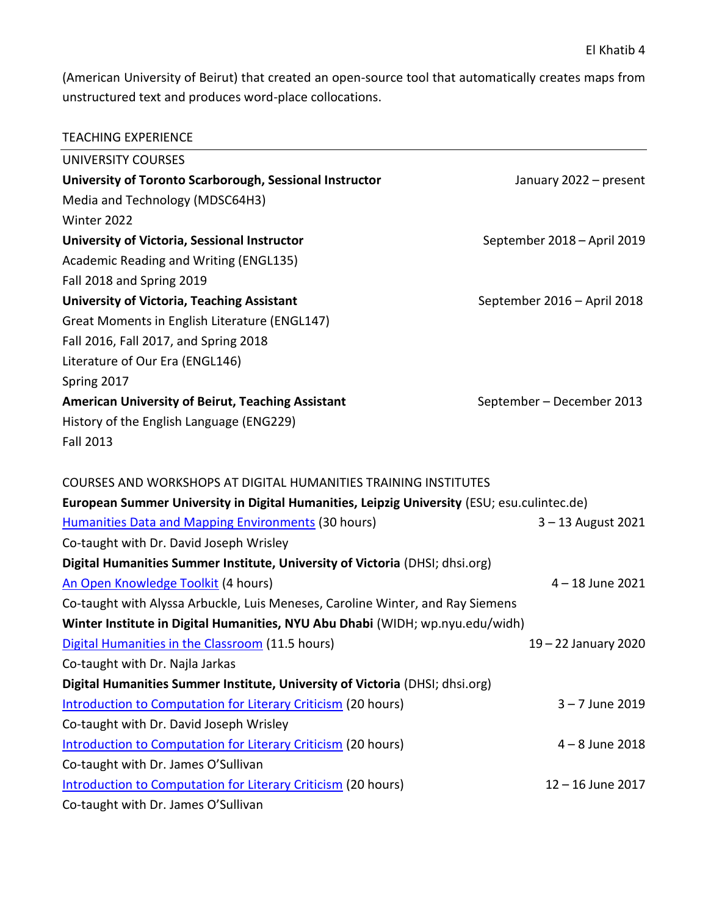(American University of Beirut) that created an open-source tool that automatically creates maps from unstructured text and produces word-place collocations.

## TEACHING EXPERIENCE

### UNIVERSITY COURSES

**University of Toronto Scarborough, Sessional Instructor** — January 2022 – present
Media and Technology (MDSC64H3)
Winter 2022

**University of Victoria, Sessional Instructor** — September 2018 – April 2019
Academic Reading and Writing (ENGL135)
Fall 2018 and Spring 2019

**University of Victoria, Teaching Assistant** — September 2016 – April 2018
Great Moments in English Literature (ENGL147)
Fall 2016, Fall 2017, and Spring 2018
Literature of Our Era (ENGL146)
Spring 2017

**American University of Beirut, Teaching Assistant** — September – December 2013
History of the English Language (ENG229)
Fall 2013

### COURSES AND WORKSHOPS AT DIGITAL HUMANITIES TRAINING INSTITUTES

**European Summer University in Digital Humanities, Leipzig University** (ESU; esu.culintec.de)
Humanities Data and Mapping Environments (30 hours) — 3 – 13 August 2021
Co-taught with Dr. David Joseph Wrisley

**Digital Humanities Summer Institute, University of Victoria** (DHSI; dhsi.org)
An Open Knowledge Toolkit (4 hours) — 4 – 18 June 2021
Co-taught with Alyssa Arbuckle, Luis Meneses, Caroline Winter, and Ray Siemens

**Winter Institute in Digital Humanities, NYU Abu Dhabi** (WIDH; wp.nyu.edu/widh)
Digital Humanities in the Classroom (11.5 hours) — 19 – 22 January 2020
Co-taught with Dr. Najla Jarkas

**Digital Humanities Summer Institute, University of Victoria** (DHSI; dhsi.org)
Introduction to Computation for Literary Criticism (20 hours) — 3 – 7 June 2019
Co-taught with Dr. David Joseph Wrisley
Introduction to Computation for Literary Criticism (20 hours) — 4 – 8 June 2018
Co-taught with Dr. James O'Sullivan
Introduction to Computation for Literary Criticism (20 hours) — 12 – 16 June 2017
Co-taught with Dr. James O'Sullivan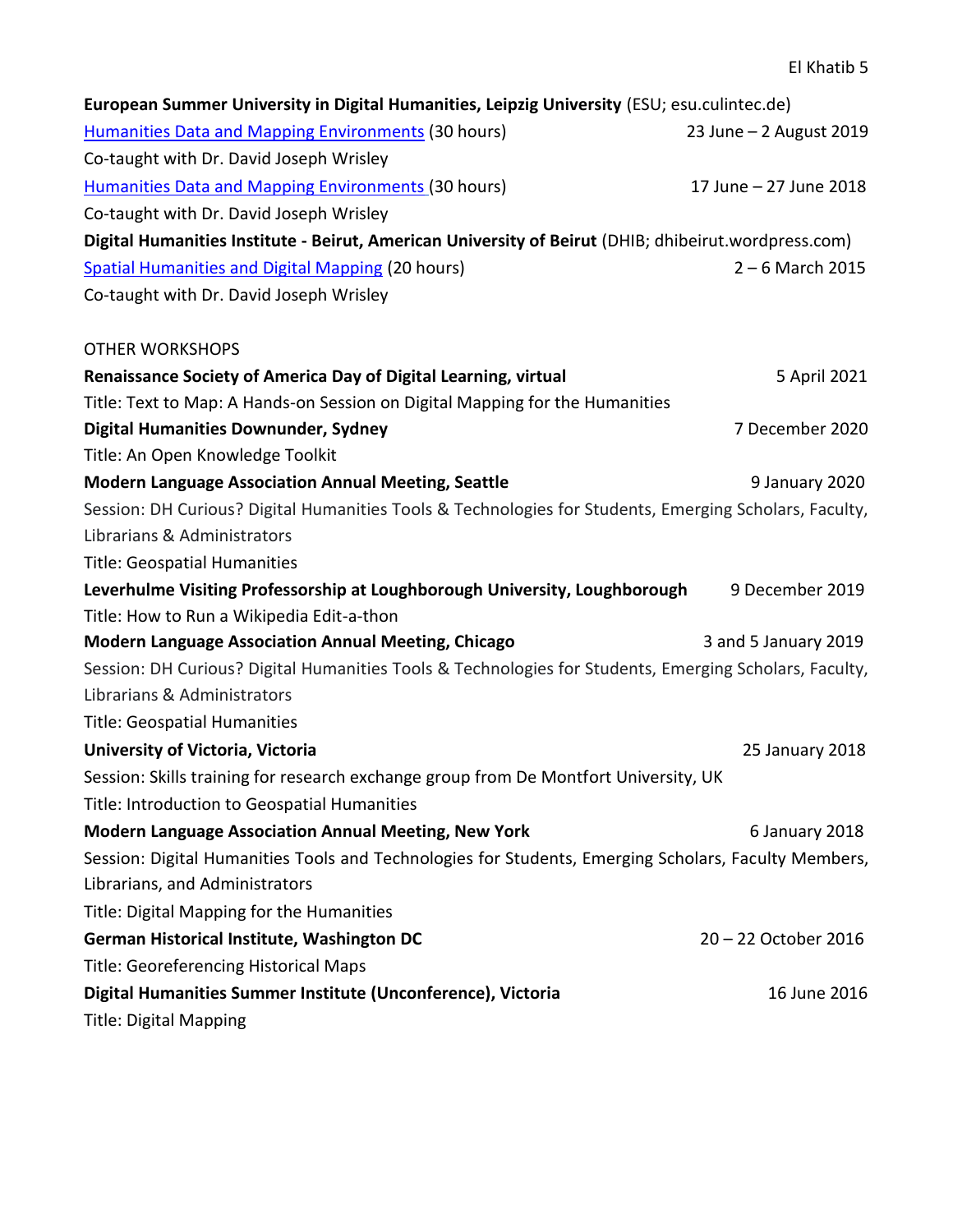**European Summer University in Digital Humanities, Leipzig University** (ESU; esu.culintec.de)

Humanities Data and Mapping Environments (30 hours) 23 June – 2 August 2019
Co-taught with Dr. David Joseph Wrisley

Humanities Data and Mapping Environments (30 hours) 17 June – 27 June 2018
Co-taught with Dr. David Joseph Wrisley

**Digital Humanities Institute - Beirut, American University of Beirut** (DHIB; dhibeirut.wordpress.com)

Spatial Humanities and Digital Mapping (20 hours) 2 – 6 March 2015
Co-taught with Dr. David Joseph Wrisley

OTHER WORKSHOPS

**Renaissance Society of America Day of Digital Learning, virtual** 5 April 2021
Title: Text to Map: A Hands-on Session on Digital Mapping for the Humanities

**Digital Humanities Downunder, Sydney** 7 December 2020
Title: An Open Knowledge Toolkit

**Modern Language Association Annual Meeting, Seattle** 9 January 2020
Session: DH Curious? Digital Humanities Tools & Technologies for Students, Emerging Scholars, Faculty, Librarians & Administrators
Title: Geospatial Humanities

**Leverhulme Visiting Professorship at Loughborough University, Loughborough** 9 December 2019
Title: How to Run a Wikipedia Edit-a-thon

**Modern Language Association Annual Meeting, Chicago** 3 and 5 January 2019
Session: DH Curious? Digital Humanities Tools & Technologies for Students, Emerging Scholars, Faculty, Librarians & Administrators
Title: Geospatial Humanities

**University of Victoria, Victoria** 25 January 2018
Session: Skills training for research exchange group from De Montfort University, UK
Title: Introduction to Geospatial Humanities

**Modern Language Association Annual Meeting, New York** 6 January 2018
Session: Digital Humanities Tools and Technologies for Students, Emerging Scholars, Faculty Members, Librarians, and Administrators
Title: Digital Mapping for the Humanities

**German Historical Institute, Washington DC** 20 – 22 October 2016
Title: Georeferencing Historical Maps

**Digital Humanities Summer Institute (Unconference), Victoria** 16 June 2016
Title: Digital Mapping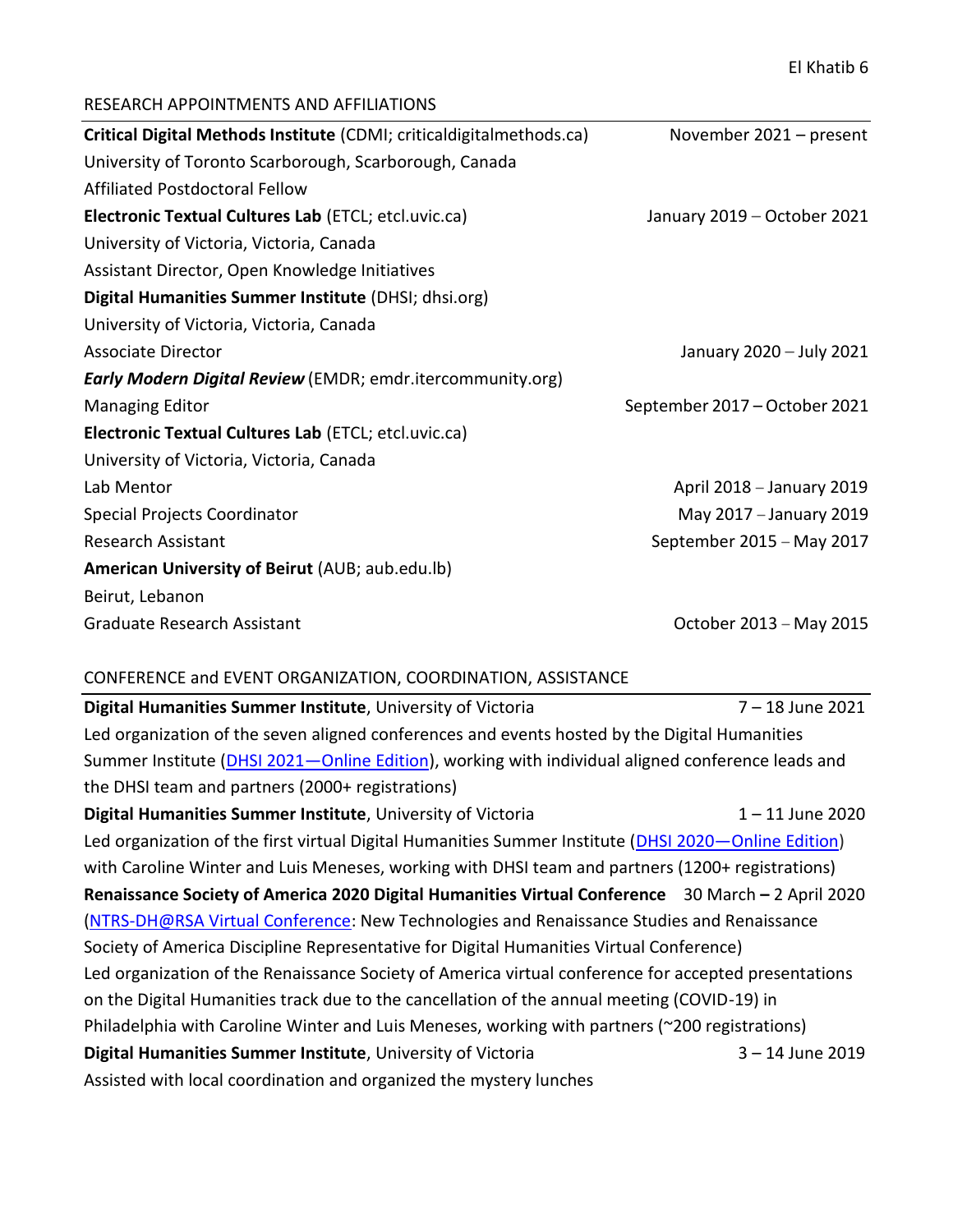## RESEARCH APPOINTMENTS AND AFFILIATIONS

**Critical Digital Methods Institute** (CDMI; criticaldigitalmethods.ca) November 2021 – present
University of Toronto Scarborough, Scarborough, Canada
Affiliated Postdoctoral Fellow

**Electronic Textual Cultures Lab** (ETCL; etcl.uvic.ca) January 2019 – October 2021
University of Victoria, Victoria, Canada
Assistant Director, Open Knowledge Initiatives

**Digital Humanities Summer Institute** (DHSI; dhsi.org)
University of Victoria, Victoria, Canada
Associate Director January 2020 – July 2021

***Early Modern Digital Review*** (EMDR; emdr.itercommunity.org)
Managing Editor September 2017 – October 2021

**Electronic Textual Cultures Lab** (ETCL; etcl.uvic.ca)
University of Victoria, Victoria, Canada
Lab Mentor April 2018 – January 2019
Special Projects Coordinator May 2017 – January 2019
Research Assistant September 2015 – May 2017

**American University of Beirut** (AUB; aub.edu.lb)
Beirut, Lebanon
Graduate Research Assistant October 2013 – May 2015

## CONFERENCE and EVENT ORGANIZATION, COORDINATION, ASSISTANCE

**Digital Humanities Summer Institute**, University of Victoria 7 – 18 June 2021
Led organization of the seven aligned conferences and events hosted by the Digital Humanities Summer Institute (DHSI 2021—Online Edition), working with individual aligned conference leads and the DHSI team and partners (2000+ registrations)

**Digital Humanities Summer Institute**, University of Victoria 1 – 11 June 2020
Led organization of the first virtual Digital Humanities Summer Institute (DHSI 2020—Online Edition) with Caroline Winter and Luis Meneses, working with DHSI team and partners (1200+ registrations)

**Renaissance Society of America 2020 Digital Humanities Virtual Conference** 30 March **–** 2 April 2020
(NTRS-DH@RSA Virtual Conference: New Technologies and Renaissance Studies and Renaissance Society of America Discipline Representative for Digital Humanities Virtual Conference)
Led organization of the Renaissance Society of America virtual conference for accepted presentations on the Digital Humanities track due to the cancellation of the annual meeting (COVID-19) in Philadelphia with Caroline Winter and Luis Meneses, working with partners (~200 registrations)

**Digital Humanities Summer Institute**, University of Victoria 3 – 14 June 2019
Assisted with local coordination and organized the mystery lunches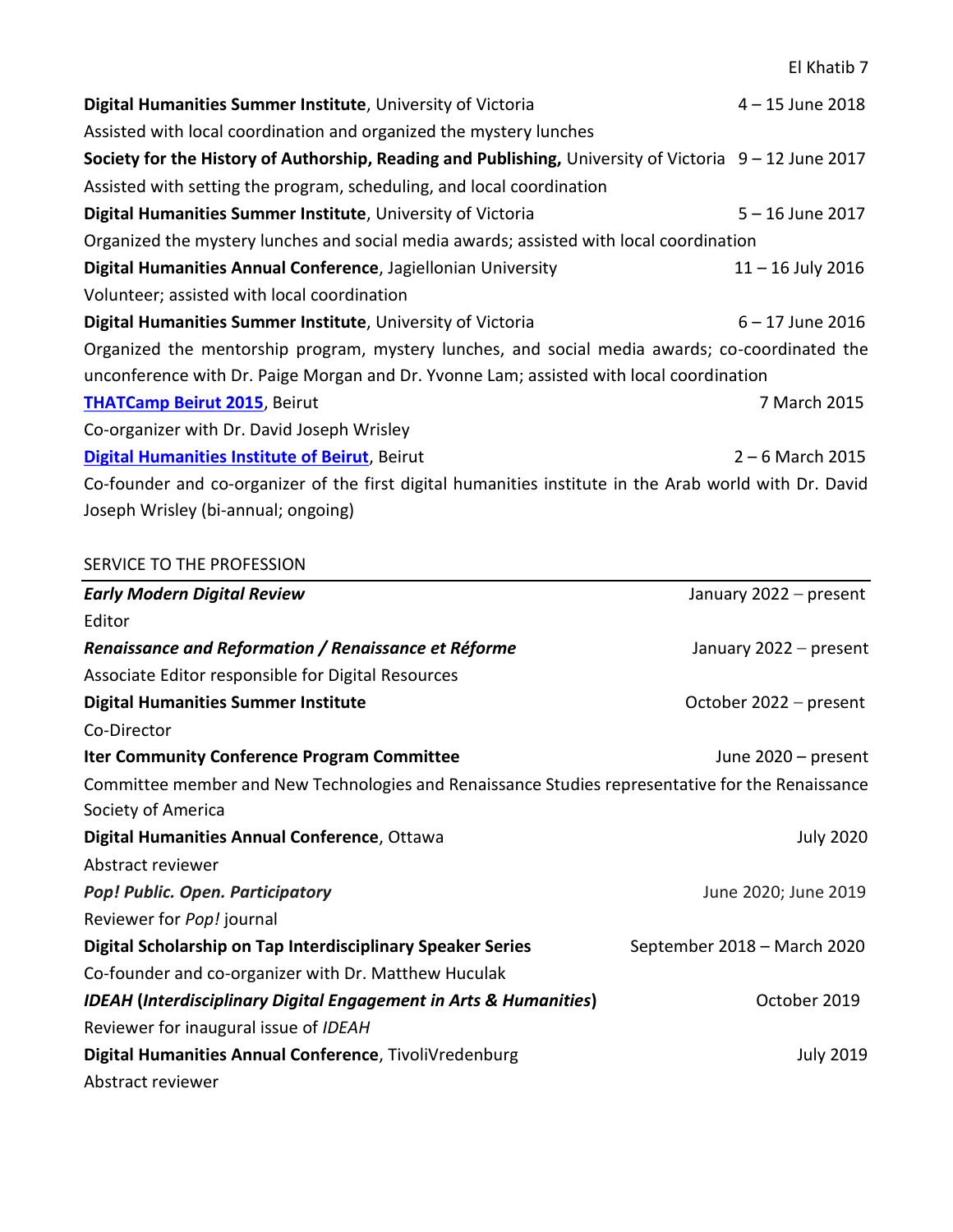**Digital Humanities Summer Institute**, University of Victoria — 4 – 15 June 2018

Assisted with local coordination and organized the mystery lunches

**Society for the History of Authorship, Reading and Publishing,** University of Victoria — 9 – 12 June 2017

Assisted with setting the program, scheduling, and local coordination

**Digital Humanities Summer Institute**, University of Victoria — 5 – 16 June 2017

Organized the mystery lunches and social media awards; assisted with local coordination

**Digital Humanities Annual Conference**, Jagiellonian University — 11 – 16 July 2016

Volunteer; assisted with local coordination

**Digital Humanities Summer Institute**, University of Victoria — 6 – 17 June 2016

Organized the mentorship program, mystery lunches, and social media awards; co-coordinated the unconference with Dr. Paige Morgan and Dr. Yvonne Lam; assisted with local coordination

**THATCamp Beirut 2015**, Beirut — 7 March 2015

Co-organizer with Dr. David Joseph Wrisley

**Digital Humanities Institute of Beirut**, Beirut — 2 – 6 March 2015

Co-founder and co-organizer of the first digital humanities institute in the Arab world with Dr. David Joseph Wrisley (bi-annual; ongoing)

## SERVICE TO THE PROFESSION

***Early Modern Digital Review*** — January 2022 – present

Editor

***Renaissance and Reformation / Renaissance et Réforme*** — January 2022 – present

Associate Editor responsible for Digital Resources

**Digital Humanities Summer Institute** — October 2022 – present

Co-Director

**Iter Community Conference Program Committee** — June 2020 – present

Committee member and New Technologies and Renaissance Studies representative for the Renaissance Society of America

**Digital Humanities Annual Conference**, Ottawa — July 2020

Abstract reviewer

***Pop! Public. Open. Participatory*** — June 2020; June 2019

Reviewer for *Pop!* journal

**Digital Scholarship on Tap Interdisciplinary Speaker Series** — September 2018 – March 2020

Co-founder and co-organizer with Dr. Matthew Huculak

***IDEAH* (*Interdisciplinary Digital Engagement in Arts & Humanities*)** — October 2019

Reviewer for inaugural issue of *IDEAH*

**Digital Humanities Annual Conference**, TivoliVredenburg — July 2019

Abstract reviewer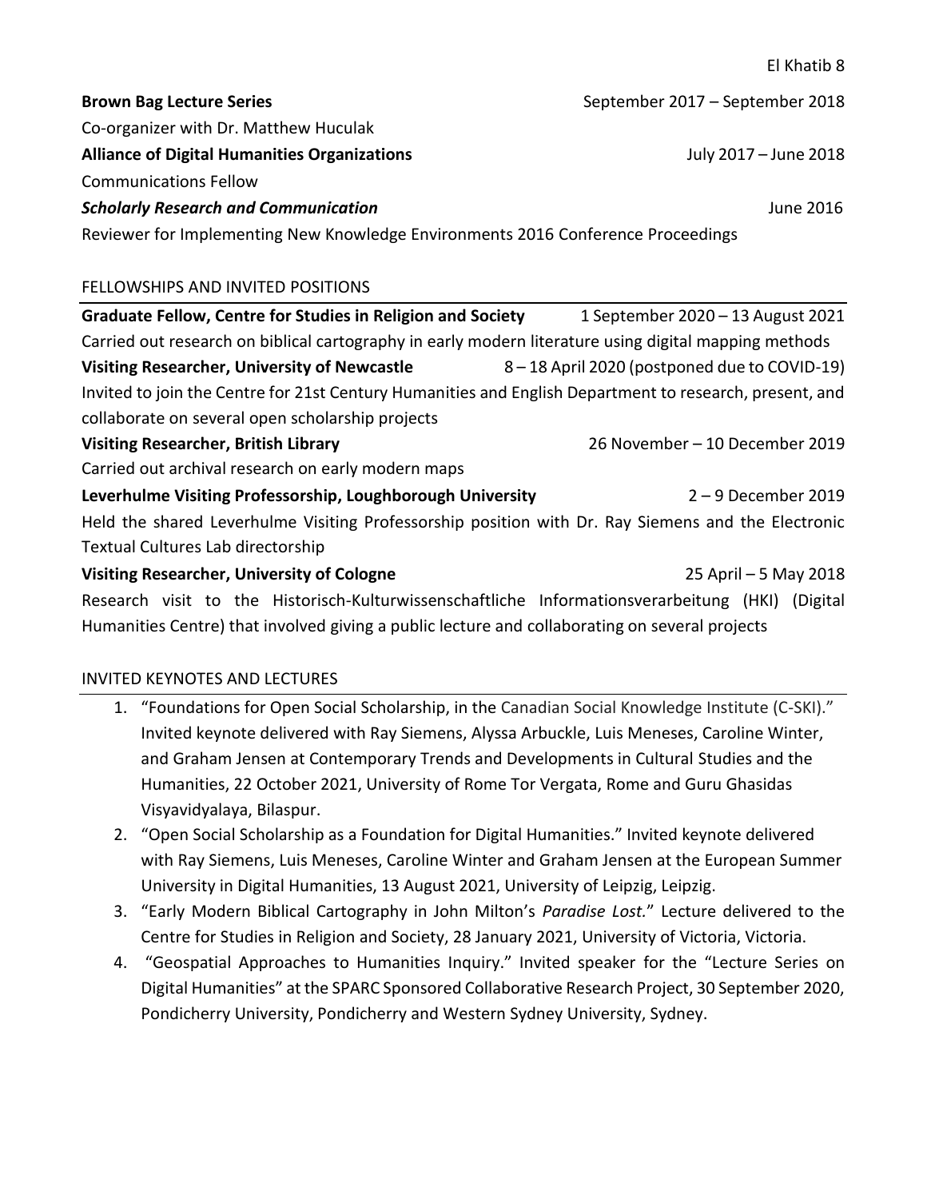**Brown Bag Lecture Series** September 2017 – September 2018

Co-organizer with Dr. Matthew Huculak

**Alliance of Digital Humanities Organizations** July 2017 – June 2018

Communications Fellow

***Scholarly Research and Communication*** June 2016

Reviewer for Implementing New Knowledge Environments 2016 Conference Proceedings

## FELLOWSHIPS AND INVITED POSITIONS

**Graduate Fellow, Centre for Studies in Religion and Society** 1 September 2020 – 13 August 2021

Carried out research on biblical cartography in early modern literature using digital mapping methods

**Visiting Researcher, University of Newcastle** 8 – 18 April 2020 (postponed due to COVID-19)

Invited to join the Centre for 21st Century Humanities and English Department to research, present, and collaborate on several open scholarship projects

**Visiting Researcher, British Library** 26 November – 10 December 2019

Carried out archival research on early modern maps

**Leverhulme Visiting Professorship, Loughborough University** 2 – 9 December 2019

Held the shared Leverhulme Visiting Professorship position with Dr. Ray Siemens and the Electronic Textual Cultures Lab directorship

**Visiting Researcher, University of Cologne** 25 April – 5 May 2018

Research visit to the Historisch-Kulturwissenschaftliche Informationsverarbeitung (HKI) (Digital Humanities Centre) that involved giving a public lecture and collaborating on several projects

## INVITED KEYNOTES AND LECTURES

1. "Foundations for Open Social Scholarship, in the Canadian Social Knowledge Institute (C-SKI)." Invited keynote delivered with Ray Siemens, Alyssa Arbuckle, Luis Meneses, Caroline Winter, and Graham Jensen at Contemporary Trends and Developments in Cultural Studies and the Humanities, 22 October 2021, University of Rome Tor Vergata, Rome and Guru Ghasidas Visyavidyalaya, Bilaspur.
2. "Open Social Scholarship as a Foundation for Digital Humanities." Invited keynote delivered with Ray Siemens, Luis Meneses, Caroline Winter and Graham Jensen at the European Summer University in Digital Humanities, 13 August 2021, University of Leipzig, Leipzig.
3. "Early Modern Biblical Cartography in John Milton's *Paradise Lost.*" Lecture delivered to the Centre for Studies in Religion and Society, 28 January 2021, University of Victoria, Victoria.
4. "Geospatial Approaches to Humanities Inquiry." Invited speaker for the "Lecture Series on Digital Humanities" at the SPARC Sponsored Collaborative Research Project, 30 September 2020, Pondicherry University, Pondicherry and Western Sydney University, Sydney.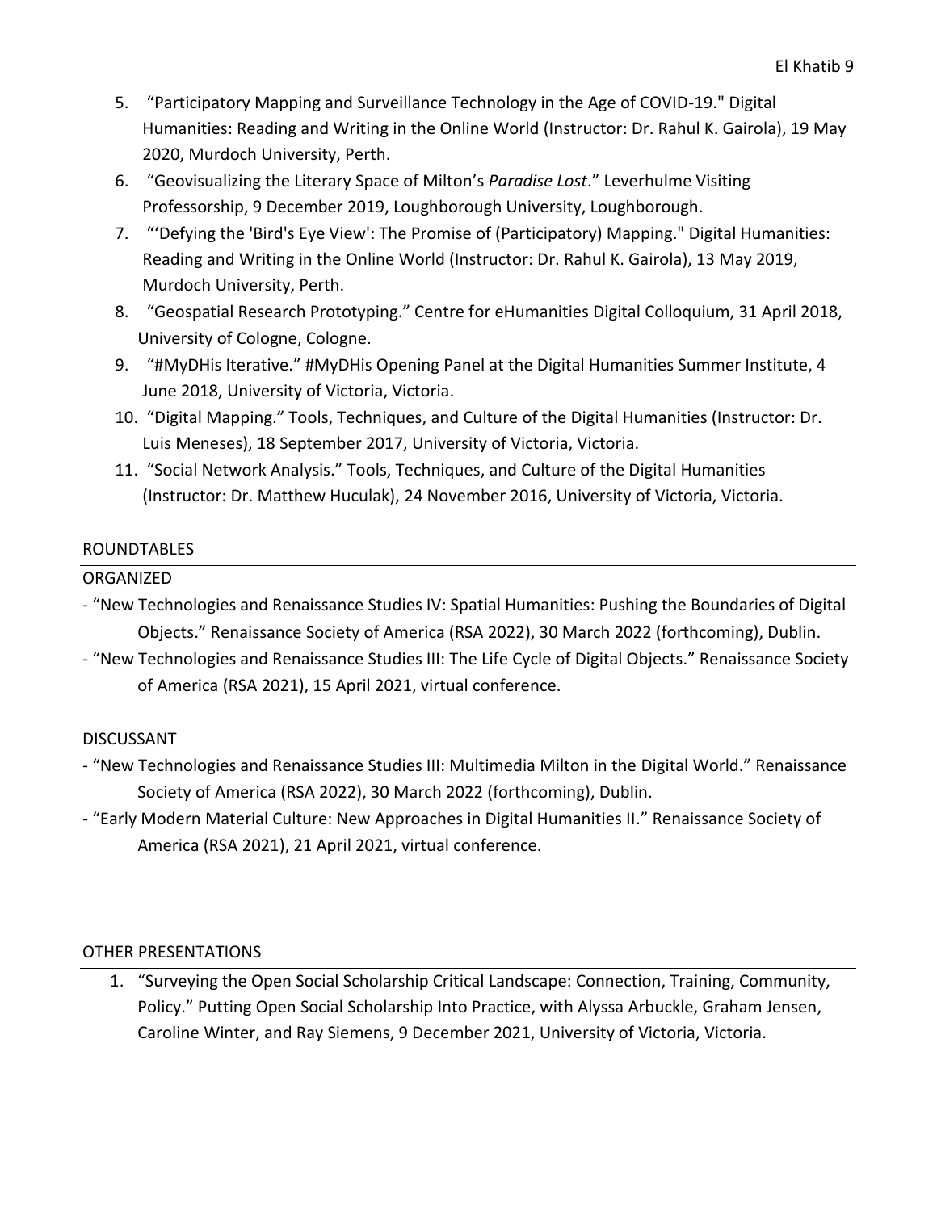5. "Participatory Mapping and Surveillance Technology in the Age of COVID-19." Digital Humanities: Reading and Writing in the Online World (Instructor: Dr. Rahul K. Gairola), 19 May 2020, Murdoch University, Perth.
6. "Geovisualizing the Literary Space of Milton's *Paradise Lost*." Leverhulme Visiting Professorship, 9 December 2019, Loughborough University, Loughborough.
7. "'Defying the 'Bird's Eye View': The Promise of (Participatory) Mapping." Digital Humanities: Reading and Writing in the Online World (Instructor: Dr. Rahul K. Gairola), 13 May 2019, Murdoch University, Perth.
8. "Geospatial Research Prototyping." Centre for eHumanities Digital Colloquium, 31 April 2018, University of Cologne, Cologne.
9. "#MyDHis Iterative." #MyDHis Opening Panel at the Digital Humanities Summer Institute, 4 June 2018, University of Victoria, Victoria.
10. "Digital Mapping." Tools, Techniques, and Culture of the Digital Humanities (Instructor: Dr. Luis Meneses), 18 September 2017, University of Victoria, Victoria.
11. "Social Network Analysis." Tools, Techniques, and Culture of the Digital Humanities (Instructor: Dr. Matthew Huculak), 24 November 2016, University of Victoria, Victoria.

## ROUNDTABLES

### ORGANIZED

- "New Technologies and Renaissance Studies IV: Spatial Humanities: Pushing the Boundaries of Digital Objects." Renaissance Society of America (RSA 2022), 30 March 2022 (forthcoming), Dublin.
- "New Technologies and Renaissance Studies III: The Life Cycle of Digital Objects." Renaissance Society of America (RSA 2021), 15 April 2021, virtual conference.

### DISCUSSANT

- "New Technologies and Renaissance Studies III: Multimedia Milton in the Digital World." Renaissance Society of America (RSA 2022), 30 March 2022 (forthcoming), Dublin.
- "Early Modern Material Culture: New Approaches in Digital Humanities II." Renaissance Society of America (RSA 2021), 21 April 2021, virtual conference.

## OTHER PRESENTATIONS

1. "Surveying the Open Social Scholarship Critical Landscape: Connection, Training, Community, Policy." Putting Open Social Scholarship Into Practice, with Alyssa Arbuckle, Graham Jensen, Caroline Winter, and Ray Siemens, 9 December 2021, University of Victoria, Victoria.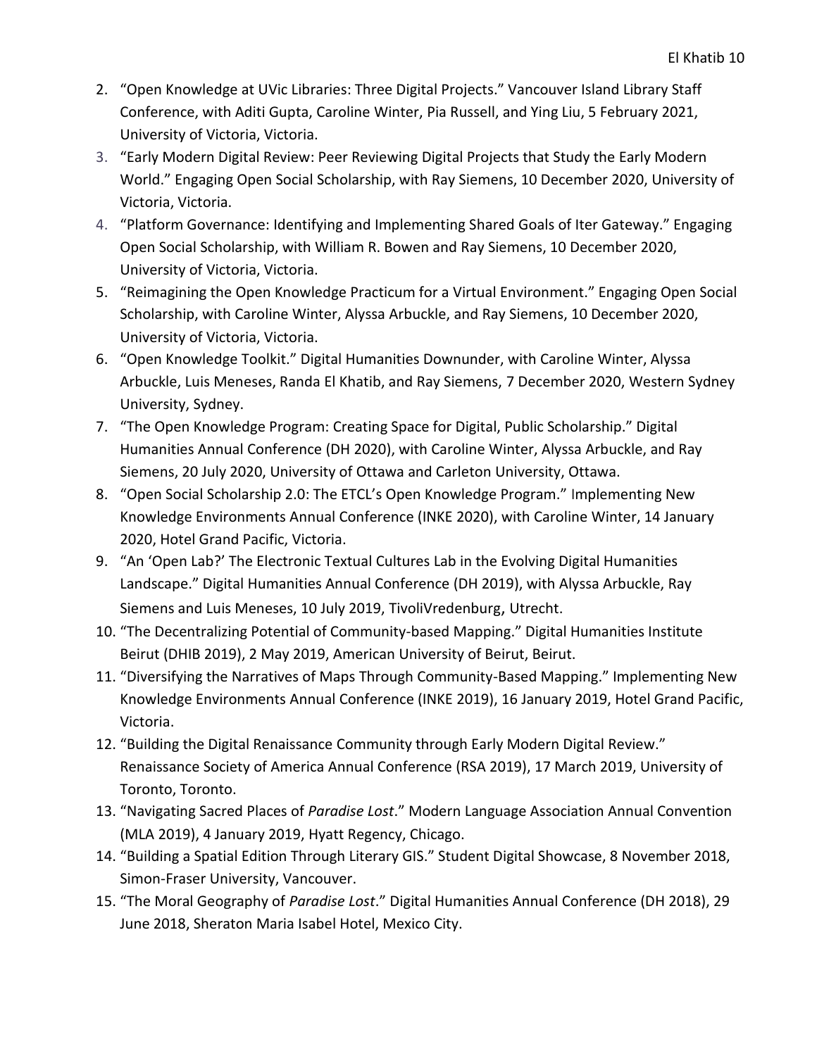2. "Open Knowledge at UVic Libraries: Three Digital Projects." Vancouver Island Library Staff Conference, with Aditi Gupta, Caroline Winter, Pia Russell, and Ying Liu, 5 February 2021, University of Victoria, Victoria.
3. "Early Modern Digital Review: Peer Reviewing Digital Projects that Study the Early Modern World." Engaging Open Social Scholarship, with Ray Siemens, 10 December 2020, University of Victoria, Victoria.
4. "Platform Governance: Identifying and Implementing Shared Goals of Iter Gateway." Engaging Open Social Scholarship, with William R. Bowen and Ray Siemens, 10 December 2020, University of Victoria, Victoria.
5. "Reimagining the Open Knowledge Practicum for a Virtual Environment." Engaging Open Social Scholarship, with Caroline Winter, Alyssa Arbuckle, and Ray Siemens, 10 December 2020, University of Victoria, Victoria.
6. "Open Knowledge Toolkit." Digital Humanities Downunder, with Caroline Winter, Alyssa Arbuckle, Luis Meneses, Randa El Khatib, and Ray Siemens, 7 December 2020, Western Sydney University, Sydney.
7. "The Open Knowledge Program: Creating Space for Digital, Public Scholarship." Digital Humanities Annual Conference (DH 2020), with Caroline Winter, Alyssa Arbuckle, and Ray Siemens, 20 July 2020, University of Ottawa and Carleton University, Ottawa.
8. "Open Social Scholarship 2.0: The ETCL's Open Knowledge Program." Implementing New Knowledge Environments Annual Conference (INKE 2020), with Caroline Winter, 14 January 2020, Hotel Grand Pacific, Victoria.
9. "An 'Open Lab?' The Electronic Textual Cultures Lab in the Evolving Digital Humanities Landscape." Digital Humanities Annual Conference (DH 2019), with Alyssa Arbuckle, Ray Siemens and Luis Meneses, 10 July 2019, TivoliVredenburg, Utrecht.
10. "The Decentralizing Potential of Community-based Mapping." Digital Humanities Institute Beirut (DHIB 2019), 2 May 2019, American University of Beirut, Beirut.
11. "Diversifying the Narratives of Maps Through Community-Based Mapping." Implementing New Knowledge Environments Annual Conference (INKE 2019), 16 January 2019, Hotel Grand Pacific, Victoria.
12. "Building the Digital Renaissance Community through Early Modern Digital Review." Renaissance Society of America Annual Conference (RSA 2019), 17 March 2019, University of Toronto, Toronto.
13. "Navigating Sacred Places of *Paradise Lost*." Modern Language Association Annual Convention (MLA 2019), 4 January 2019, Hyatt Regency, Chicago.
14. "Building a Spatial Edition Through Literary GIS." Student Digital Showcase, 8 November 2018, Simon-Fraser University, Vancouver.
15. "The Moral Geography of *Paradise Lost*." Digital Humanities Annual Conference (DH 2018), 29 June 2018, Sheraton Maria Isabel Hotel, Mexico City.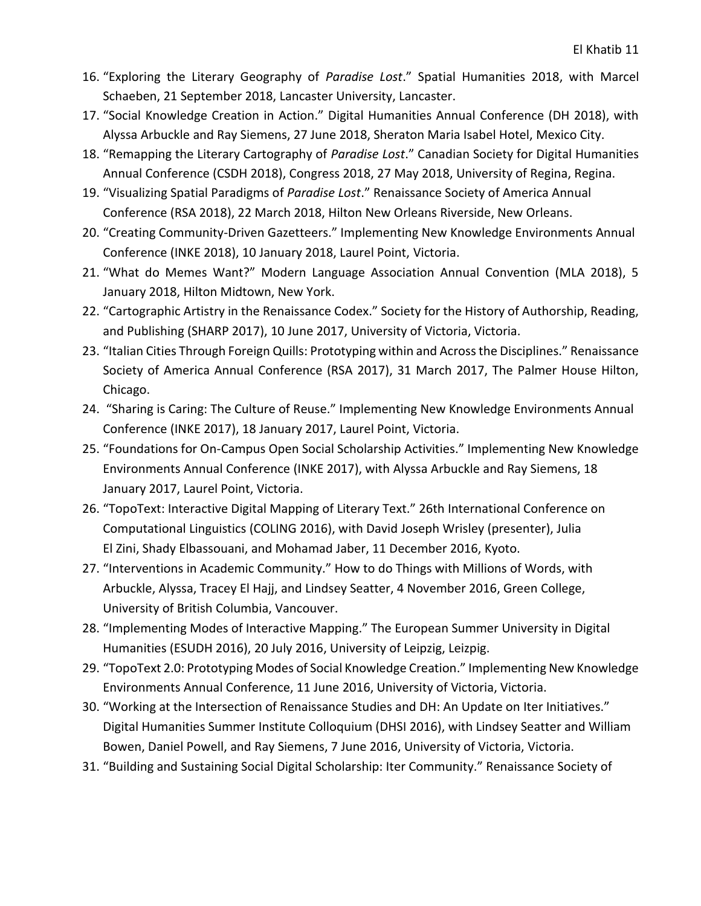16. "Exploring the Literary Geography of *Paradise Lost*." Spatial Humanities 2018, with Marcel Schaeben, 21 September 2018, Lancaster University, Lancaster.
17. "Social Knowledge Creation in Action." Digital Humanities Annual Conference (DH 2018), with Alyssa Arbuckle and Ray Siemens, 27 June 2018, Sheraton Maria Isabel Hotel, Mexico City.
18. "Remapping the Literary Cartography of *Paradise Lost*." Canadian Society for Digital Humanities Annual Conference (CSDH 2018), Congress 2018, 27 May 2018, University of Regina, Regina.
19. "Visualizing Spatial Paradigms of *Paradise Lost*." Renaissance Society of America Annual Conference (RSA 2018), 22 March 2018, Hilton New Orleans Riverside, New Orleans.
20. "Creating Community-Driven Gazetteers." Implementing New Knowledge Environments Annual Conference (INKE 2018), 10 January 2018, Laurel Point, Victoria.
21. "What do Memes Want?" Modern Language Association Annual Convention (MLA 2018), 5 January 2018, Hilton Midtown, New York.
22. "Cartographic Artistry in the Renaissance Codex." Society for the History of Authorship, Reading, and Publishing (SHARP 2017), 10 June 2017, University of Victoria, Victoria.
23. "Italian Cities Through Foreign Quills: Prototyping within and Across the Disciplines." Renaissance Society of America Annual Conference (RSA 2017), 31 March 2017, The Palmer House Hilton, Chicago.
24. "Sharing is Caring: The Culture of Reuse." Implementing New Knowledge Environments Annual Conference (INKE 2017), 18 January 2017, Laurel Point, Victoria.
25. "Foundations for On-Campus Open Social Scholarship Activities." Implementing New Knowledge Environments Annual Conference (INKE 2017), with Alyssa Arbuckle and Ray Siemens, 18 January 2017, Laurel Point, Victoria.
26. "TopoText: Interactive Digital Mapping of Literary Text." 26th International Conference on Computational Linguistics (COLING 2016), with David Joseph Wrisley (presenter), Julia El Zini, Shady Elbassouani, and Mohamad Jaber, 11 December 2016, Kyoto.
27. "Interventions in Academic Community." How to do Things with Millions of Words, with Arbuckle, Alyssa, Tracey El Hajj, and Lindsey Seatter, 4 November 2016, Green College, University of British Columbia, Vancouver.
28. "Implementing Modes of Interactive Mapping." The European Summer University in Digital Humanities (ESUDH 2016), 20 July 2016, University of Leipzig, Leizpig.
29. "TopoText 2.0: Prototyping Modes of Social Knowledge Creation." Implementing New Knowledge Environments Annual Conference, 11 June 2016, University of Victoria, Victoria.
30. "Working at the Intersection of Renaissance Studies and DH: An Update on Iter Initiatives." Digital Humanities Summer Institute Colloquium (DHSI 2016), with Lindsey Seatter and William Bowen, Daniel Powell, and Ray Siemens, 7 June 2016, University of Victoria, Victoria.
31. "Building and Sustaining Social Digital Scholarship: Iter Community." Renaissance Society of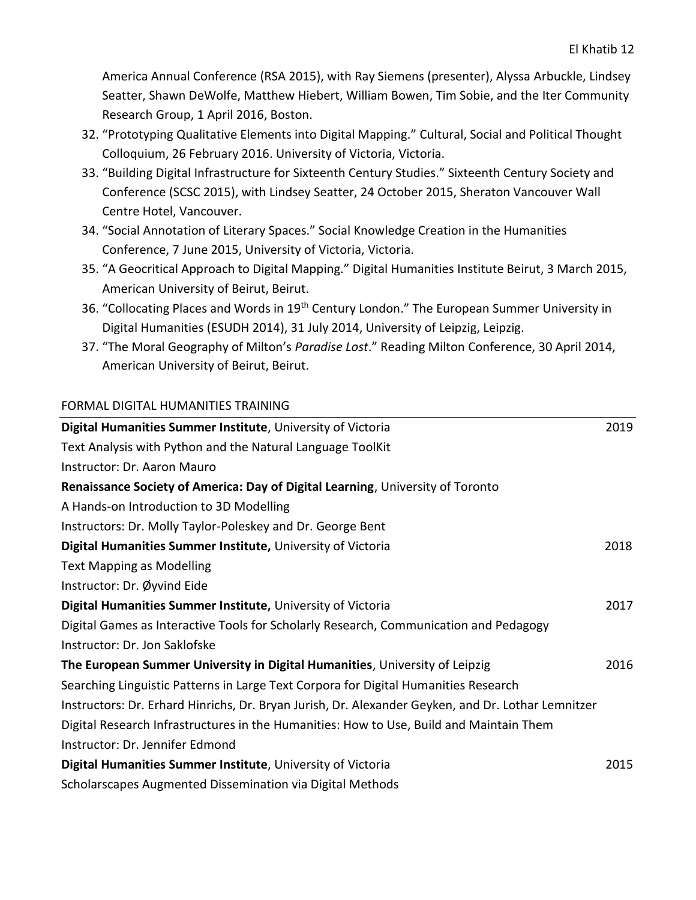America Annual Conference (RSA 2015), with Ray Siemens (presenter), Alyssa Arbuckle, Lindsey Seatter, Shawn DeWolfe, Matthew Hiebert, William Bowen, Tim Sobie, and the Iter Community Research Group, 1 April 2016, Boston.

32. "Prototyping Qualitative Elements into Digital Mapping." Cultural, Social and Political Thought Colloquium, 26 February 2016. University of Victoria, Victoria.
33. "Building Digital Infrastructure for Sixteenth Century Studies." Sixteenth Century Society and Conference (SCSC 2015), with Lindsey Seatter, 24 October 2015, Sheraton Vancouver Wall Centre Hotel, Vancouver.
34. "Social Annotation of Literary Spaces." Social Knowledge Creation in the Humanities Conference, 7 June 2015, University of Victoria, Victoria.
35. "A Geocritical Approach to Digital Mapping." Digital Humanities Institute Beirut, 3 March 2015, American University of Beirut, Beirut.
36. "Collocating Places and Words in 19th Century London." The European Summer University in Digital Humanities (ESUDH 2014), 31 July 2014, University of Leipzig, Leipzig.
37. "The Moral Geography of Milton's *Paradise Lost*." Reading Milton Conference, 30 April 2014, American University of Beirut, Beirut.

## FORMAL DIGITAL HUMANITIES TRAINING

**Digital Humanities Summer Institute**, University of Victoria — 2019
Text Analysis with Python and the Natural Language ToolKit
Instructor: Dr. Aaron Mauro

**Renaissance Society of America: Day of Digital Learning**, University of Toronto
A Hands-on Introduction to 3D Modelling
Instructors: Dr. Molly Taylor-Poleskey and Dr. George Bent

**Digital Humanities Summer Institute,** University of Victoria — 2018
Text Mapping as Modelling
Instructor: Dr. Øyvind Eide

**Digital Humanities Summer Institute,** University of Victoria — 2017
Digital Games as Interactive Tools for Scholarly Research, Communication and Pedagogy
Instructor: Dr. Jon Saklofske

**The European Summer University in Digital Humanities**, University of Leipzig — 2016
Searching Linguistic Patterns in Large Text Corpora for Digital Humanities Research
Instructors: Dr. Erhard Hinrichs, Dr. Bryan Jurish, Dr. Alexander Geyken, and Dr. Lothar Lemnitzer
Digital Research Infrastructures in the Humanities: How to Use, Build and Maintain Them
Instructor: Dr. Jennifer Edmond

**Digital Humanities Summer Institute**, University of Victoria — 2015
Scholarscapes Augmented Dissemination via Digital Methods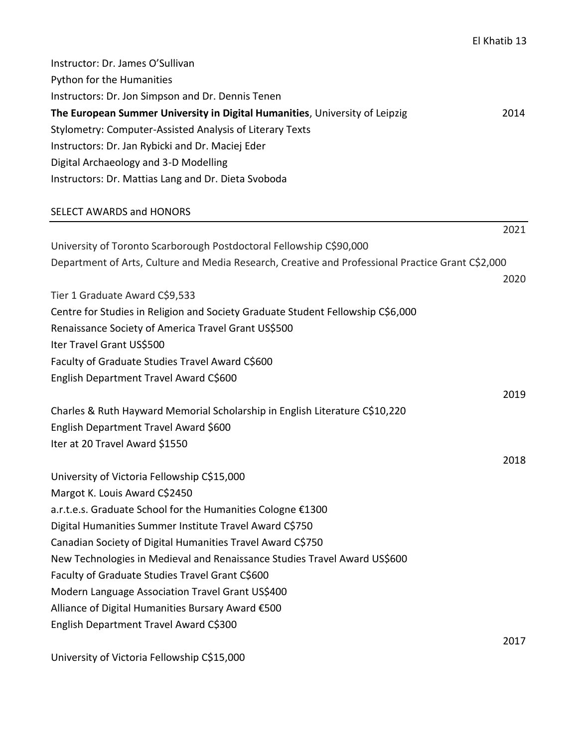Instructor: Dr. James O'Sullivan

Python for the Humanities

Instructors: Dr. Jon Simpson and Dr. Dennis Tenen

**The European Summer University in Digital Humanities**, University of Leipzig — 2014

Stylometry: Computer-Assisted Analysis of Literary Texts

Instructors: Dr. Jan Rybicki and Dr. Maciej Eder

Digital Archaeology and 3-D Modelling

Instructors: Dr. Mattias Lang and Dr. Dieta Svoboda

## SELECT AWARDS and HONORS

2021

University of Toronto Scarborough Postdoctoral Fellowship C$90,000

Department of Arts, Culture and Media Research, Creative and Professional Practice Grant C$2,000

2020

Tier 1 Graduate Award C$9,533

Centre for Studies in Religion and Society Graduate Student Fellowship C$6,000

Renaissance Society of America Travel Grant US$500

Iter Travel Grant US$500

Faculty of Graduate Studies Travel Award C$600

English Department Travel Award C$600

2019

Charles & Ruth Hayward Memorial Scholarship in English Literature C$10,220

English Department Travel Award $600

Iter at 20 Travel Award $1550

2018

University of Victoria Fellowship C$15,000

Margot K. Louis Award C$2450

a.r.t.e.s. Graduate School for the Humanities Cologne €1300

Digital Humanities Summer Institute Travel Award C$750

Canadian Society of Digital Humanities Travel Award C$750

New Technologies in Medieval and Renaissance Studies Travel Award US$600

Faculty of Graduate Studies Travel Grant C$600

Modern Language Association Travel Grant US$400

Alliance of Digital Humanities Bursary Award €500

English Department Travel Award C$300

2017

University of Victoria Fellowship C$15,000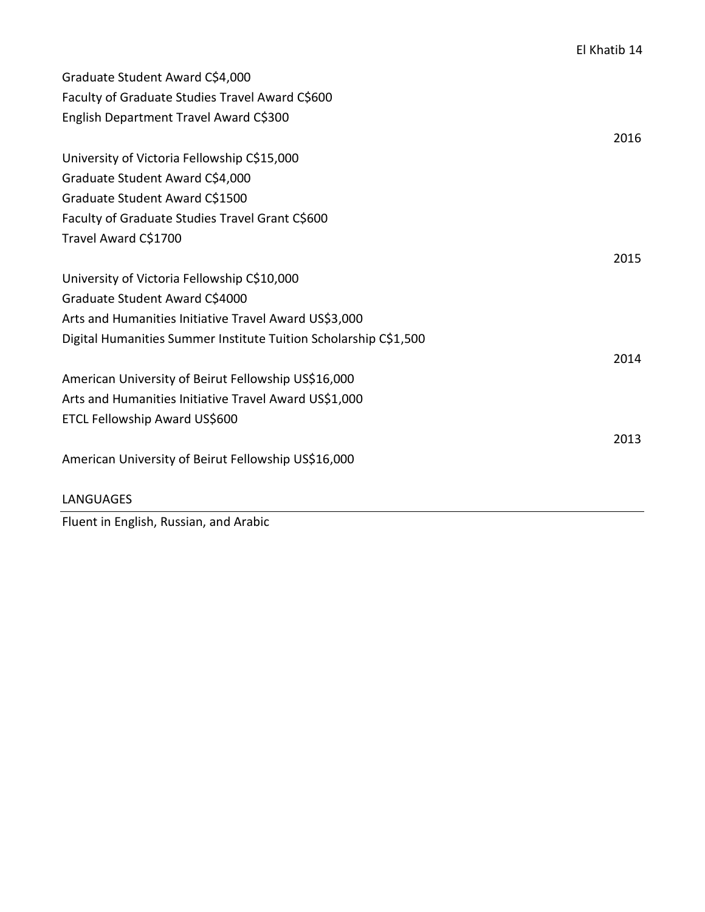Graduate Student Award C$4,000
Faculty of Graduate Studies Travel Award C$600
English Department Travel Award C$300

2016

University of Victoria Fellowship C$15,000
Graduate Student Award C$4,000
Graduate Student Award C$1500
Faculty of Graduate Studies Travel Grant C$600
Travel Award C$1700

2015

University of Victoria Fellowship C$10,000
Graduate Student Award C$4000
Arts and Humanities Initiative Travel Award US$3,000
Digital Humanities Summer Institute Tuition Scholarship C$1,500

2014

American University of Beirut Fellowship US$16,000
Arts and Humanities Initiative Travel Award US$1,000
ETCL Fellowship Award US$600

2013

American University of Beirut Fellowship US$16,000

## LANGUAGES

Fluent in English, Russian, and Arabic